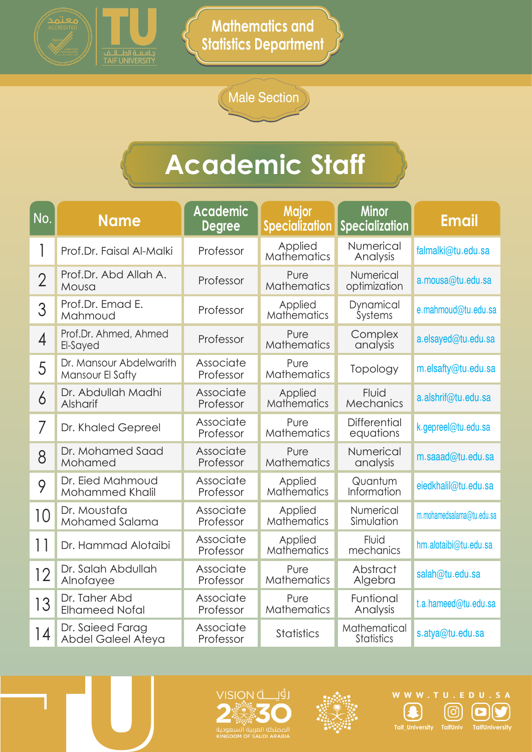# Mathematics and Statistics Department

## Male Section

# Academic Staff

| No. | Name | Academic Degree | Major Specialization | Minor Specialization | Email |
|---|---|---|---|---|---|
| 1 | Prof.Dr. Faisal Al-Malki | Professor | Applied Mathematics | Numerical Analysis | falmalki@tu.edu.sa |
| 2 | Prof.Dr. Abd Allah A. Mousa | Professor | Pure Mathematics | Numerical optimization | a.mousa@tu.edu.sa |
| 3 | Prof.Dr. Emad E. Mahmoud | Professor | Applied Mathematics | Dynamical Systems | e.mahmoud@tu.edu.sa |
| 4 | Prof.Dr. Ahmed, Ahmed El-Sayed | Professor | Pure Mathematics | Complex analysis | a.elsayed@tu.edu.sa |
| 5 | Dr. Mansour Abdelwarith Mansour El Safty | Associate Professor | Pure Mathematics | Topology | m.elsafty@tu.edu.sa |
| 6 | Dr. Abdullah Madhi Alsharif | Associate Professor | Applied Mathematics | Fluid Mechanics | a.alshrif@tu.edu.sa |
| 7 | Dr. Khaled Gepreel | Associate Professor | Pure Mathematics | Differential equations | k.gepreel@tu.edu.sa |
| 8 | Dr. Mohamed Saad Mohamed | Associate Professor | Pure Mathematics | Numerical analysis | m.saaad@tu.edu.sa |
| 9 | Dr. Eied Mahmoud Mohammed Khalil | Associate Professor | Applied Mathematics | Quantum Information | eiedkhalil@tu.edu.sa |
| 10 | Dr. Moustafa Mohamed Salama | Associate Professor | Applied Mathematics | Numerical Simulation | m.mohamedsalama@tu.edu.sa |
| 11 | Dr. Hammad Alotaibi | Associate Professor | Applied Mathematics | Fluid mechanics | hm.alotaibi@tu.edu.sa |
| 12 | Dr. Salah Abdullah Alnofayee | Associate Professor | Pure Mathematics | Abstract Algebra | salah@tu.edu.sa |
| 13 | Dr. Taher Abd Elhameed Nofal | Associate Professor | Pure Mathematics | Funtional Analysis | t.a.hameed@tu.edu.sa |
| 14 | Dr. Saieed Farag Abdel Galeel Ateya | Associate Professor | Statistics | Mathematical Statistics | s.atya@tu.edu.sa |

WWW.TU.EDU.SA

Taif_University TaifUniv TaifUniversity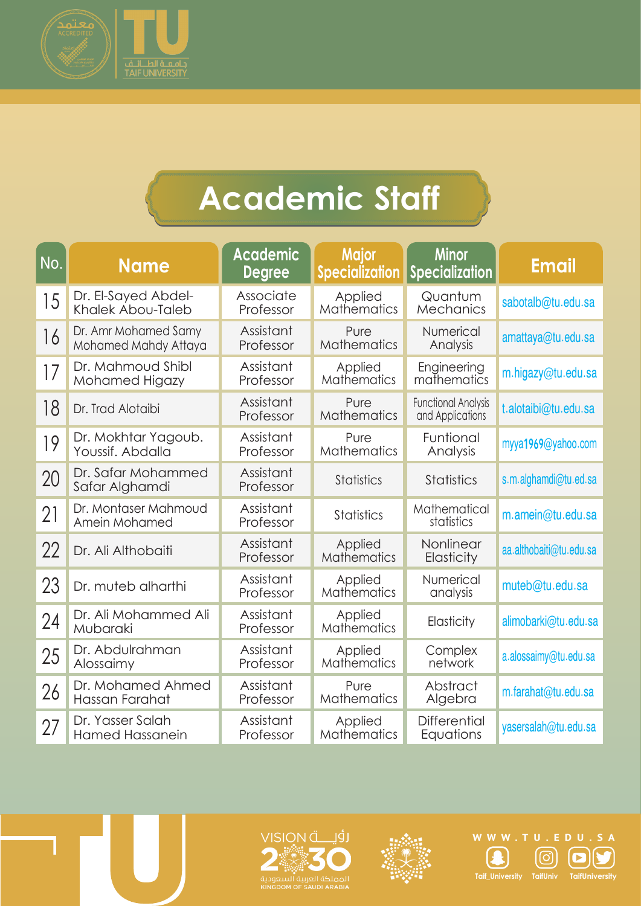# Academic Staff

| No. | Name | Academic Degree | Major Specialization | Minor Specialization | Email |
|---|---|---|---|---|---|
| 15 | Dr. El-Sayed Abdel-Khalek Abou-Taleb | Associate Professor | Applied Mathematics | Quantum Mechanics | sabotalb@tu.edu.sa |
| 16 | Dr. Amr Mohamed Samy Mohamed Mahdy Attaya | Assistant Professor | Pure Mathematics | Numerical Analysis | amattaya@tu.edu.sa |
| 17 | Dr. Mahmoud Shibl Mohamed Higazy | Assistant Professor | Applied Mathematics | Engineering mathematics | m.higazy@tu.edu.sa |
| 18 | Dr. Trad Alotaibi | Assistant Professor | Pure Mathematics | Functional Analysis and Applications | t.alotaibi@tu.edu.sa |
| 19 | Dr. Mokhtar Yagoub. Youssif. Abdalla | Assistant Professor | Pure Mathematics | Funtional Analysis | myya1969@yahoo.com |
| 20 | Dr. Safar Mohammed Safar Alghamdi | Assistant Professor | Statistics | Statistics | s.m.alghamdi@tu.ed.sa |
| 21 | Dr. Montaser Mahmoud Amein Mohamed | Assistant Professor | Statistics | Mathematical statistics | m.amein@tu.edu.sa |
| 22 | Dr. Ali Althobaiti | Assistant Professor | Applied Mathematics | Nonlinear Elasticity | aa.althobaiti@tu.edu.sa |
| 23 | Dr. muteb alharthi | Assistant Professor | Applied Mathematics | Numerical analysis | muteb@tu.edu.sa |
| 24 | Dr. Ali Mohammed Ali Mubaraki | Assistant Professor | Applied Mathematics | Elasticity | alimobarki@tu.edu.sa |
| 25 | Dr. Abdulrahman Alossaimy | Assistant Professor | Applied Mathematics | Complex network | a.alossaimy@tu.edu.sa |
| 26 | Dr. Mohamed Ahmed Hassan Farahat | Assistant Professor | Pure Mathematics | Abstract Algebra | m.farahat@tu.edu.sa |
| 27 | Dr. Yasser Salah Hamed Hassanein | Assistant Professor | Applied Mathematics | Differential Equations | yasersalah@tu.edu.sa |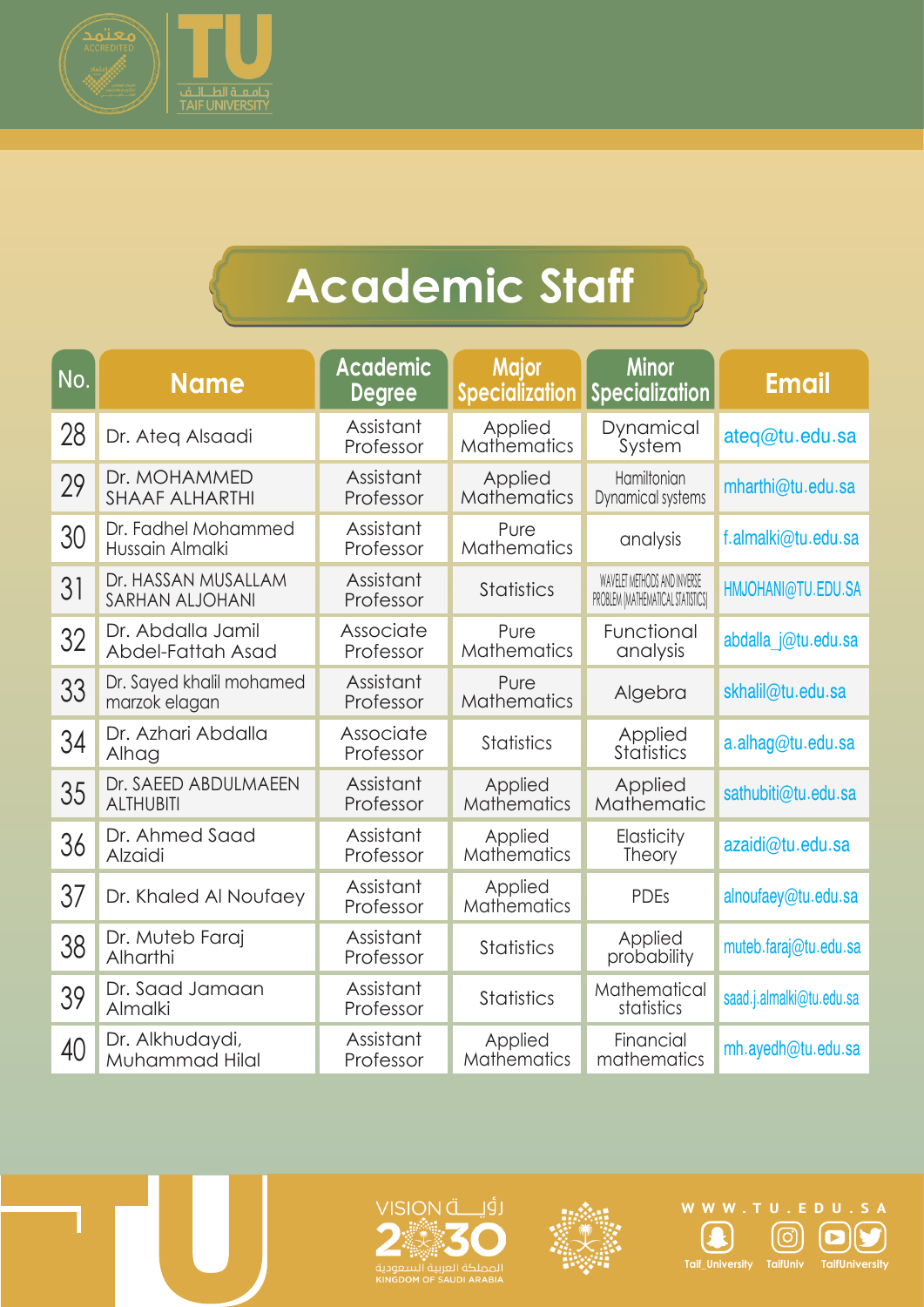# Academic Staff

| No. | Name | Academic Degree | Major Specialization | Minor Specialization | Email |
|---|---|---|---|---|---|
| 28 | Dr. Ateq Alsaadi | Assistant Professor | Applied Mathematics | Dynamical System | ateq@tu.edu.sa |
| 29 | Dr. MOHAMMED SHAAF ALHARTHI | Assistant Professor | Applied Mathematics | Hamiltonian Dynamical systems | mharthi@tu.edu.sa |
| 30 | Dr. Fadhel Mohammed Hussain Almalki | Assistant Professor | Pure Mathematics | analysis | f.almalki@tu.edu.sa |
| 31 | Dr. HASSAN MUSALLAM SARHAN ALJOHANI | Assistant Professor | Statistics | WAVELET METHODS AND INVERSE PROBLEM (MATHEMATICAL STATISTICS) | HMJOHANI@TU.EDU.SA |
| 32 | Dr. Abdalla Jamil Abdel-Fattah Asad | Associate Professor | Pure Mathematics | Functional analysis | abdalla_j@tu.edu.sa |
| 33 | Dr. Sayed khalil mohamed marzok elagan | Assistant Professor | Pure Mathematics | Algebra | skhalil@tu.edu.sa |
| 34 | Dr. Azhari Abdalla Alhag | Associate Professor | Statistics | Applied Statistics | a.alhag@tu.edu.sa |
| 35 | Dr. SAEED ABDULMAEEN ALTHUBITI | Assistant Professor | Applied Mathematics | Applied Mathematic | sathubiti@tu.edu.sa |
| 36 | Dr. Ahmed Saad Alzaidi | Assistant Professor | Applied Mathematics | Elasticity Theory | azaidi@tu.edu.sa |
| 37 | Dr. Khaled Al Noufaey | Assistant Professor | Applied Mathematics | PDEs | alnoufaey@tu.edu.sa |
| 38 | Dr. Muteb Faraj Alharthi | Assistant Professor | Statistics | Applied probability | muteb.faraj@tu.edu.sa |
| 39 | Dr. Saad Jamaan Almalki | Assistant Professor | Statistics | Mathematical statistics | saad.j.almalki@tu.edu.sa |
| 40 | Dr. Alkhudaydi, Muhammad Hilal | Assistant Professor | Applied Mathematics | Financial mathematics | mh.ayedh@tu.edu.sa |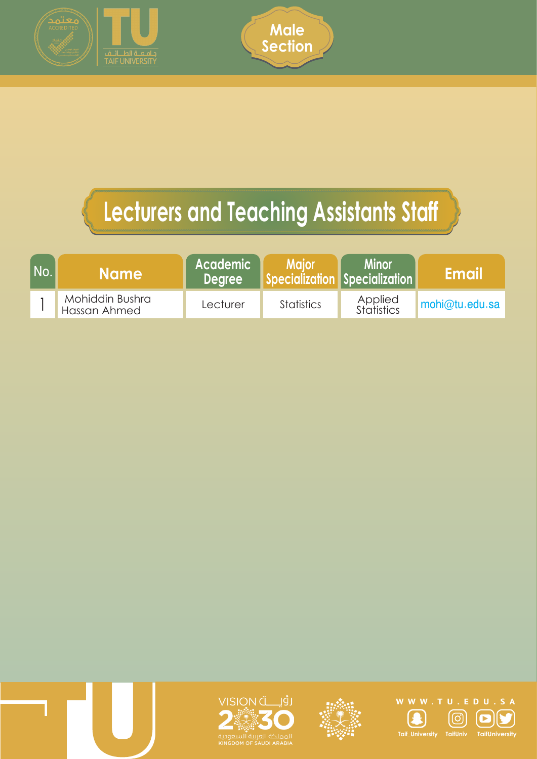Male Section

# Lecturers and Teaching Assistants Staff

| No. | Name | Academic Degree | Major Specialization | Minor Specialization | Email |
|---|---|---|---|---|---|
| 1 | Mohiddin Bushra Hassan Ahmed | Lecturer | Statistics | Applied Statistics | mohi@tu.edu.sa |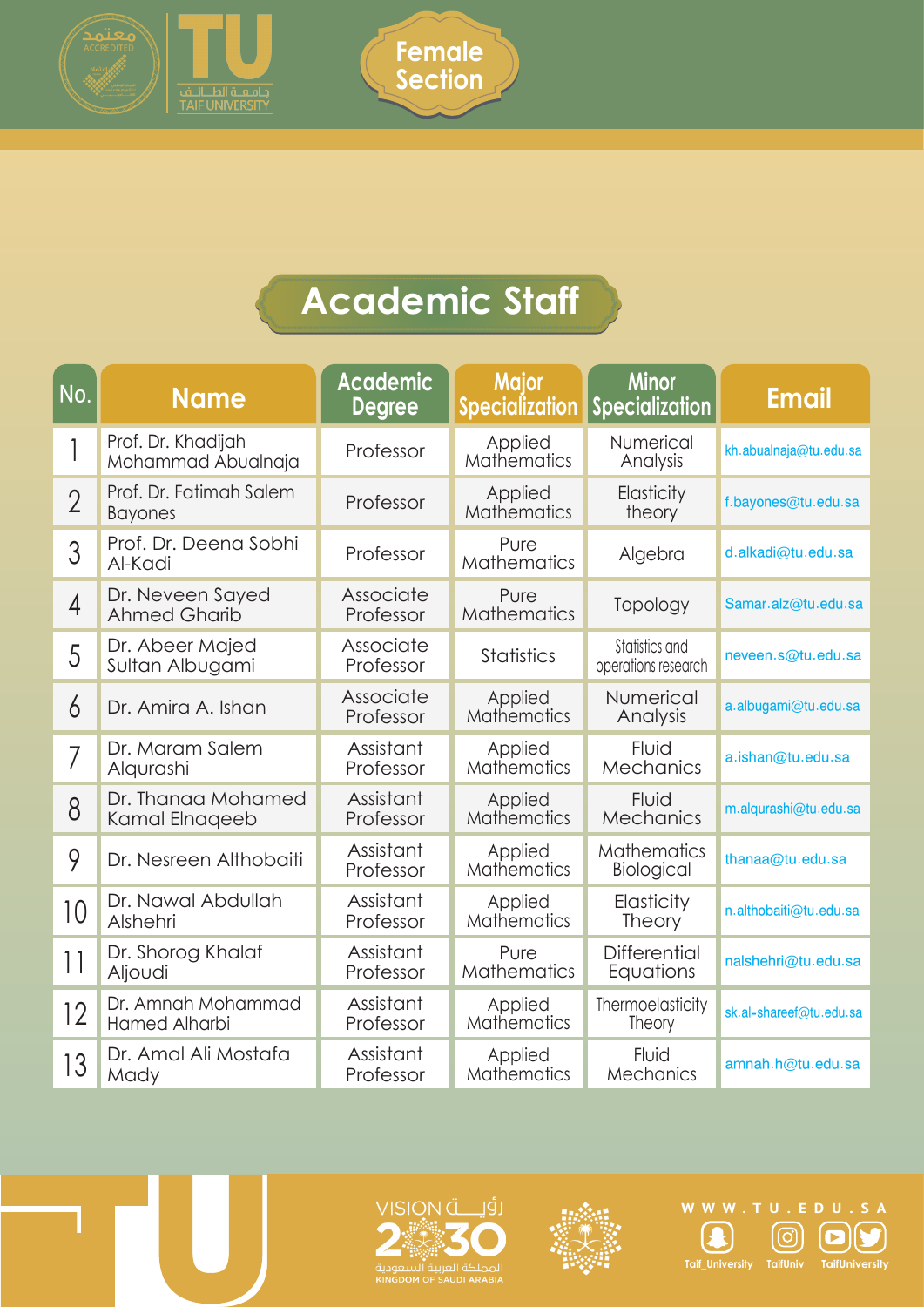Female Section

# Academic Staff

| No. | Name | Academic Degree | Major Specialization | Minor Specialization | Email |
|---|---|---|---|---|---|
| 1 | Prof. Dr. Khadijah Mohammad Abualnaja | Professor | Applied Mathematics | Numerical Analysis | kh.abualnaja@tu.edu.sa |
| 2 | Prof. Dr. Fatimah Salem Bayones | Professor | Applied Mathematics | Elasticity theory | f.bayones@tu.edu.sa |
| 3 | Prof. Dr. Deena Sobhi Al-Kadi | Professor | Pure Mathematics | Algebra | d.alkadi@tu.edu.sa |
| 4 | Dr. Neveen Sayed Ahmed Gharib | Associate Professor | Pure Mathematics | Topology | Samar.alz@tu.edu.sa |
| 5 | Dr. Abeer Majed Sultan Albugami | Associate Professor | Statistics | Statistics and operations research | neveen.s@tu.edu.sa |
| 6 | Dr. Amira A. Ishan | Associate Professor | Applied Mathematics | Numerical Analysis | a.albugami@tu.edu.sa |
| 7 | Dr. Maram Salem Alqurashi | Assistant Professor | Applied Mathematics | Fluid Mechanics | a.ishan@tu.edu.sa |
| 8 | Dr. Thanaa Mohamed Kamal Elnaqeeb | Assistant Professor | Applied Mathematics | Fluid Mechanics | m.alqurashi@tu.edu.sa |
| 9 | Dr. Nesreen Althobaiti | Assistant Professor | Applied Mathematics | Mathematics Biological | thanaa@tu.edu.sa |
| 10 | Dr. Nawal Abdullah Alshehri | Assistant Professor | Applied Mathematics | Elasticity Theory | n.althobaiti@tu.edu.sa |
| 11 | Dr. Shorog Khalaf Aljoudi | Assistant Professor | Pure Mathematics | Differential Equations | nalshehri@tu.edu.sa |
| 12 | Dr. Amnah Mohammad Hamed Alharbi | Assistant Professor | Applied Mathematics | Thermoelasticity Theory | sk.al-shareef@tu.edu.sa |
| 13 | Dr. Amal Ali Mostafa Mady | Assistant Professor | Applied Mathematics | Fluid Mechanics | amnah.h@tu.edu.sa |

WWW.TU.EDU.SA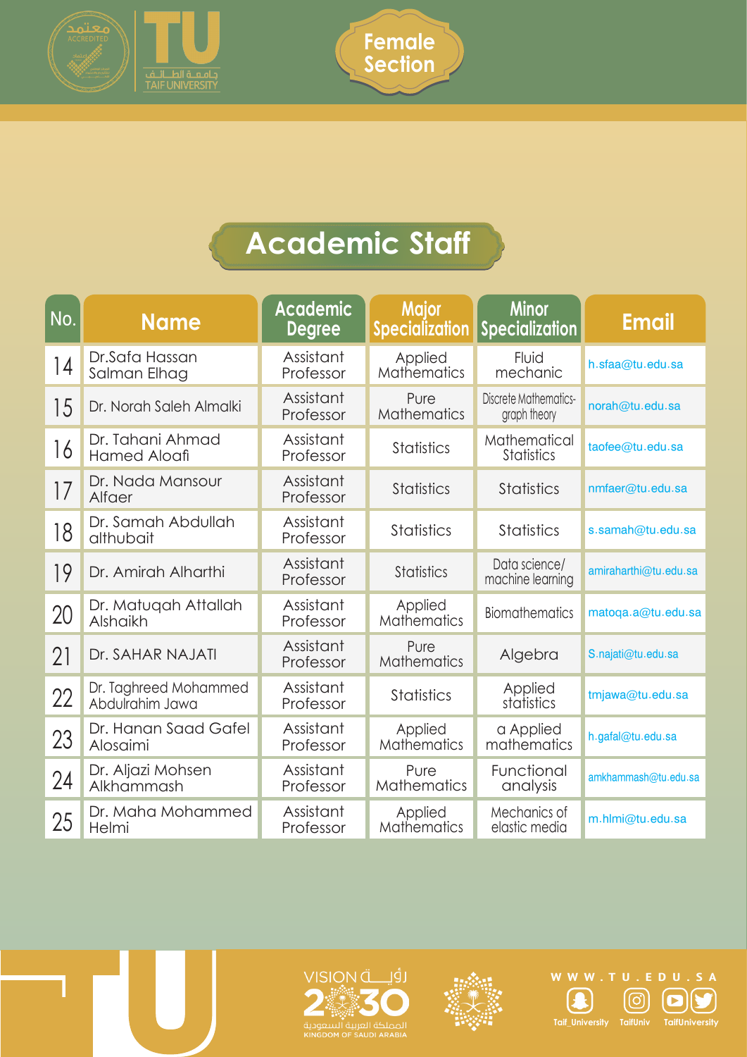Female Section

# Academic Staff

| No. | Name | Academic Degree | Major Specialization | Minor Specialization | Email |
|---|---|---|---|---|---|
| 14 | Dr.Safa Hassan Salman Elhag | Assistant Professor | Applied Mathematics | Fluid mechanic | h.sfaa@tu.edu.sa |
| 15 | Dr. Norah Saleh Almalki | Assistant Professor | Pure Mathematics | Discrete Mathematics-graph theory | norah@tu.edu.sa |
| 16 | Dr. Tahani Ahmad Hamed Aloafi | Assistant Professor | Statistics | Mathematical Statistics | taofee@tu.edu.sa |
| 17 | Dr. Nada Mansour Alfaer | Assistant Professor | Statistics | Statistics | nmfaer@tu.edu.sa |
| 18 | Dr. Samah Abdullah althubait | Assistant Professor | Statistics | Statistics | s.samah@tu.edu.sa |
| 19 | Dr. Amirah Alharthi | Assistant Professor | Statistics | Data science/ machine learning | amiraharthi@tu.edu.sa |
| 20 | Dr. Matuqah Attallah Alshaikh | Assistant Professor | Applied Mathematics | Biomathematics | matoqa.a@tu.edu.sa |
| 21 | Dr. SAHAR NAJATI | Assistant Professor | Pure Mathematics | Algebra | S.najati@tu.edu.sa |
| 22 | Dr. Taghreed Mohammed Abdulrahim Jawa | Assistant Professor | Statistics | Applied statistics | tmjawa@tu.edu.sa |
| 23 | Dr. Hanan Saad Gafel Alosaimi | Assistant Professor | Applied Mathematics | a Applied mathematics | h.gafal@tu.edu.sa |
| 24 | Dr. Aljazi Mohsen Alkhammash | Assistant Professor | Pure Mathematics | Functional analysis | amkhammash@tu.edu.sa |
| 25 | Dr. Maha Mohammed Helmi | Assistant Professor | Applied Mathematics | Mechanics of elastic media | m.hlmi@tu.edu.sa |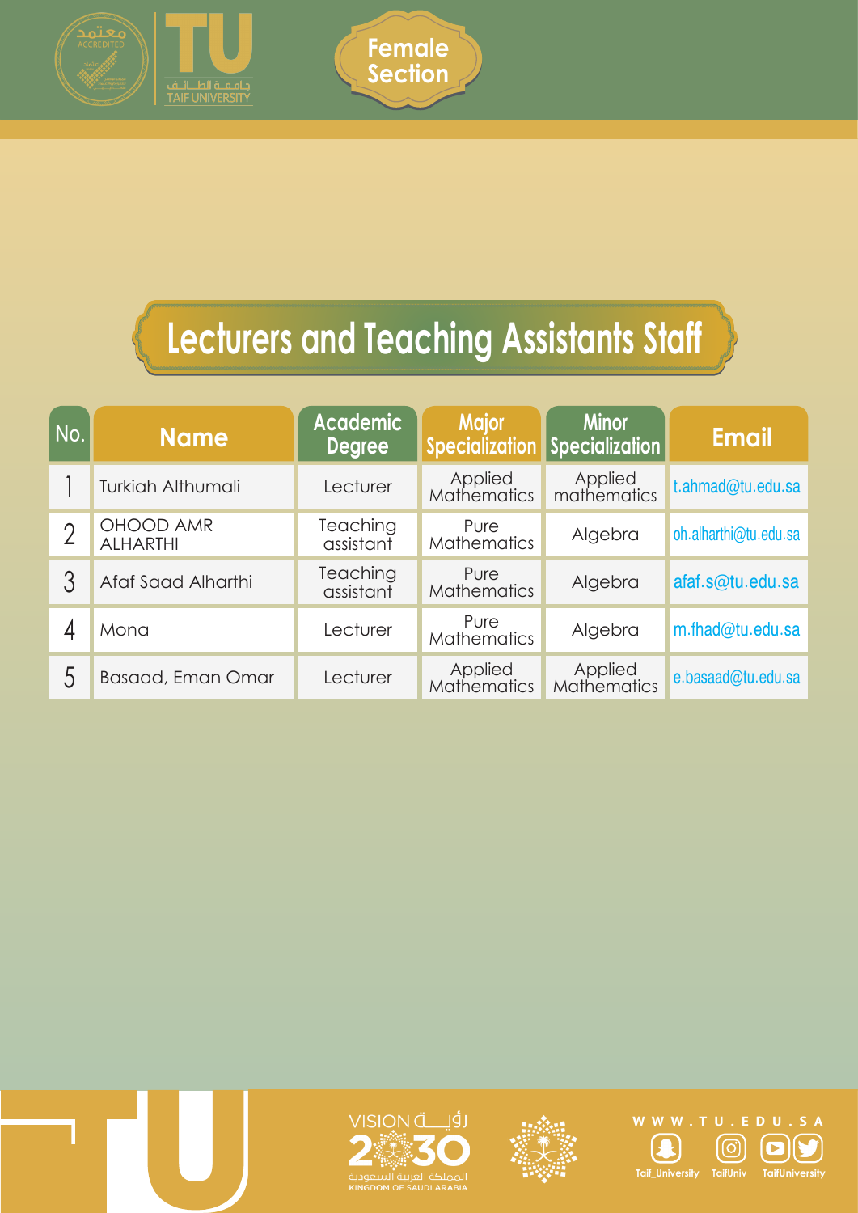Female Section

# Lecturers and Teaching Assistants Staff

| No. | Name | Academic Degree | Major Specialization | Minor Specialization | Email |
|---|---|---|---|---|---|
| 1 | Turkiah Althumali | Lecturer | Applied Mathematics | Applied mathematics | t.ahmad@tu.edu.sa |
| 2 | OHOOD AMR ALHARTHI | Teaching assistant | Pure Mathematics | Algebra | oh.alharthi@tu.edu.sa |
| 3 | Afaf Saad Alharthi | Teaching assistant | Pure Mathematics | Algebra | afaf.s@tu.edu.sa |
| 4 | Mona | Lecturer | Pure Mathematics | Algebra | m.fhad@tu.edu.sa |
| 5 | Basaad, Eman Omar | Lecturer | Applied Mathematics | Applied Mathematics | e.basaad@tu.edu.sa |